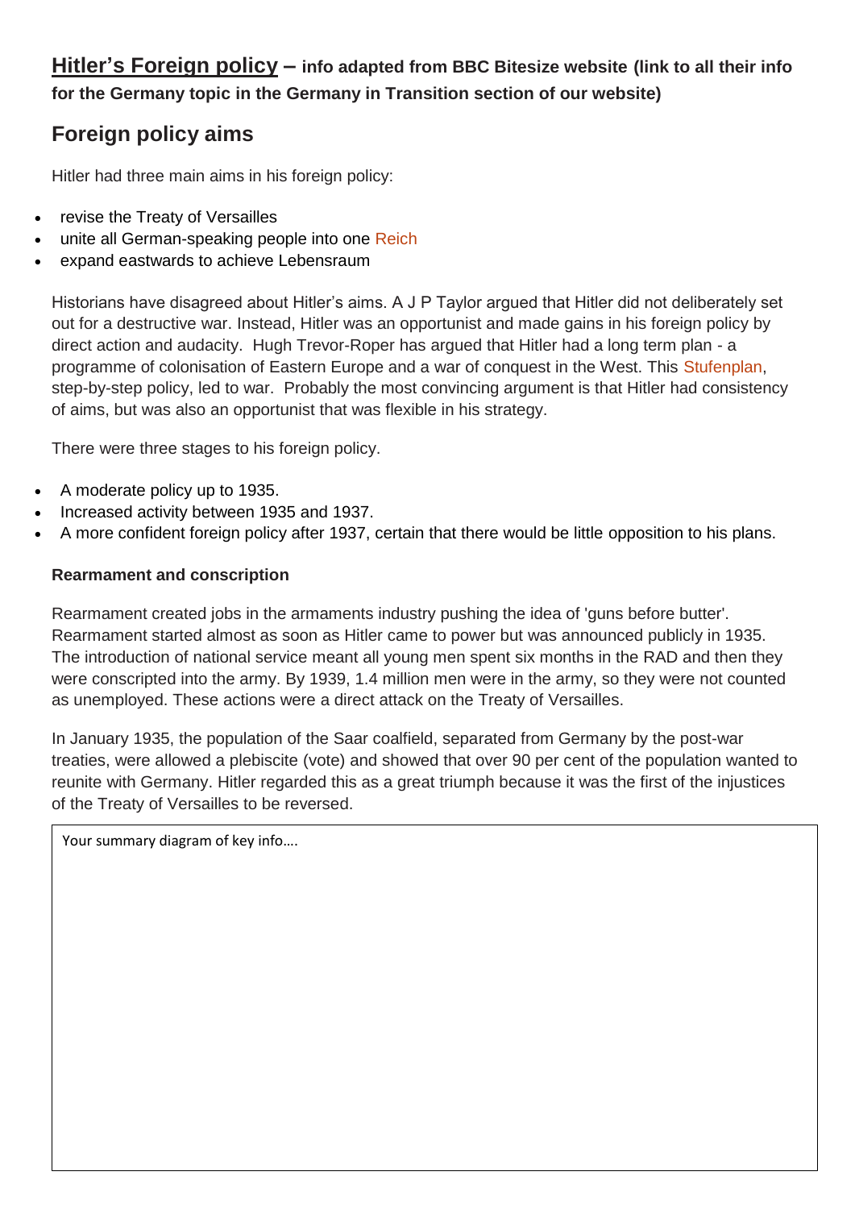# **Hitler's Foreign policy** – info adapted from BBC Bitesize website (link to all their info for the Germany topic in the Germany in Transition section of our website)

## Foreign policy aims

Hitler had three main aims in his foreign policy:

- revise the Treaty of Versailles
- unite all German-speaking people into one Reich
- expand eastwards to achieve Lebensraum

Historians have disagreed about Hitler's aims. A J P Taylor argued that Hitler did not deliberately set out for a destructive war. Instead, Hitler was an opportunist and made gains in his foreign policy by direct action and audacity. Hugh Trevor-Roper has argued that Hitler had a long term plan - a programme of colonisation of Eastern Europe and a war of conquest in the West. This Stufenplan, step-by-step policy, led to war. Probably the most convincing argument is that Hitler had consistency of aims, but was also an opportunist that was flexible in his strategy.

There were three stages to his foreign policy.

- A moderate policy up to 1935.
- Increased activity between 1935 and 1937.
- A more confident foreign policy after 1937, certain that there would be little opposition to his plans.

### Rearmament and conscription

Rearmament created jobs in the armaments industry pushing the idea of 'guns before butter'. Rearmament started almost as soon as Hitler came to power but was announced publicly in 1935. The introduction of national service meant all young men spent six months in the RAD and then they were conscripted into the army. By 1939, 1.4 million men were in the army, so they were not counted as unemployed. These actions were a direct attack on the Treaty of Versailles.

In January 1935, the population of the Saar coalfield, separated from Germany by the post-war treaties, were allowed a plebiscite (vote) and showed that over 90 per cent of the population wanted to reunite with Germany. Hitler regarded this as a great triumph because it was the first of the injustices of the Treaty of Versailles to be reversed.

Your summary diagram of key info….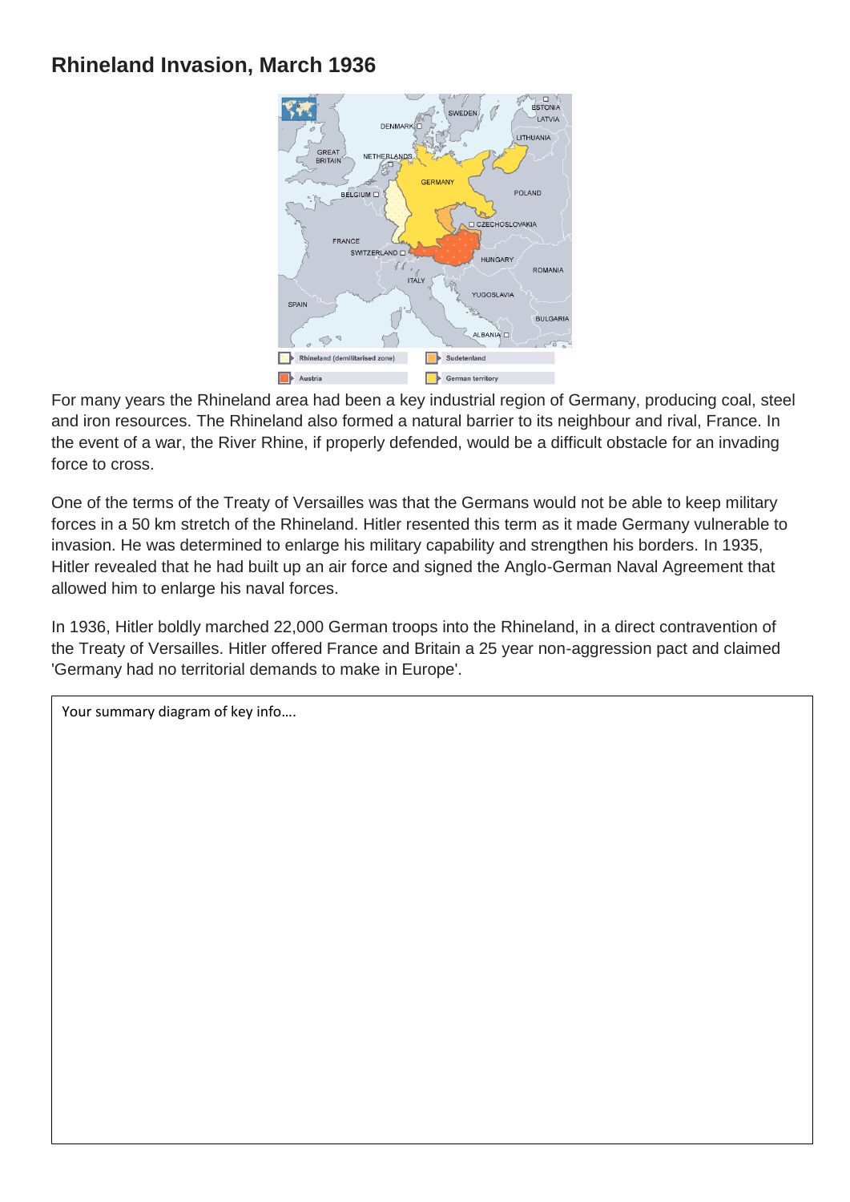# Rhineland Invasion, March 1936

For many years the Rhineland area had been a key industrial region of Germany, producing coal, steel and iron resources. The Rhineland also formed a natural barrier to its neighbour and rival, France. In the event of a war, the River Rhine, if properly defended, would be a difficult obstacle for an invading force to cross.

One of the terms of the Treaty of Versailles was that the Germans would not be able to keep military forces in a 50 km stretch of the Rhineland. Hitler resented this term as it made Germany vulnerable to invasion. He was determined to enlarge his military capability and strengthen his borders. In 1935, Hitler revealed that he had built up an air force and signed the Anglo-German Naval Agreement that allowed him to enlarge his naval forces.

In 1936, Hitler boldly marched 22,000 German troops into the Rhineland, in a direct contravention of the Treaty of Versailles. Hitler offered France and Britain a 25 year non-aggression pact and claimed 'Germany had no territorial demands to make in Europe'.

Your summary diagram of key info….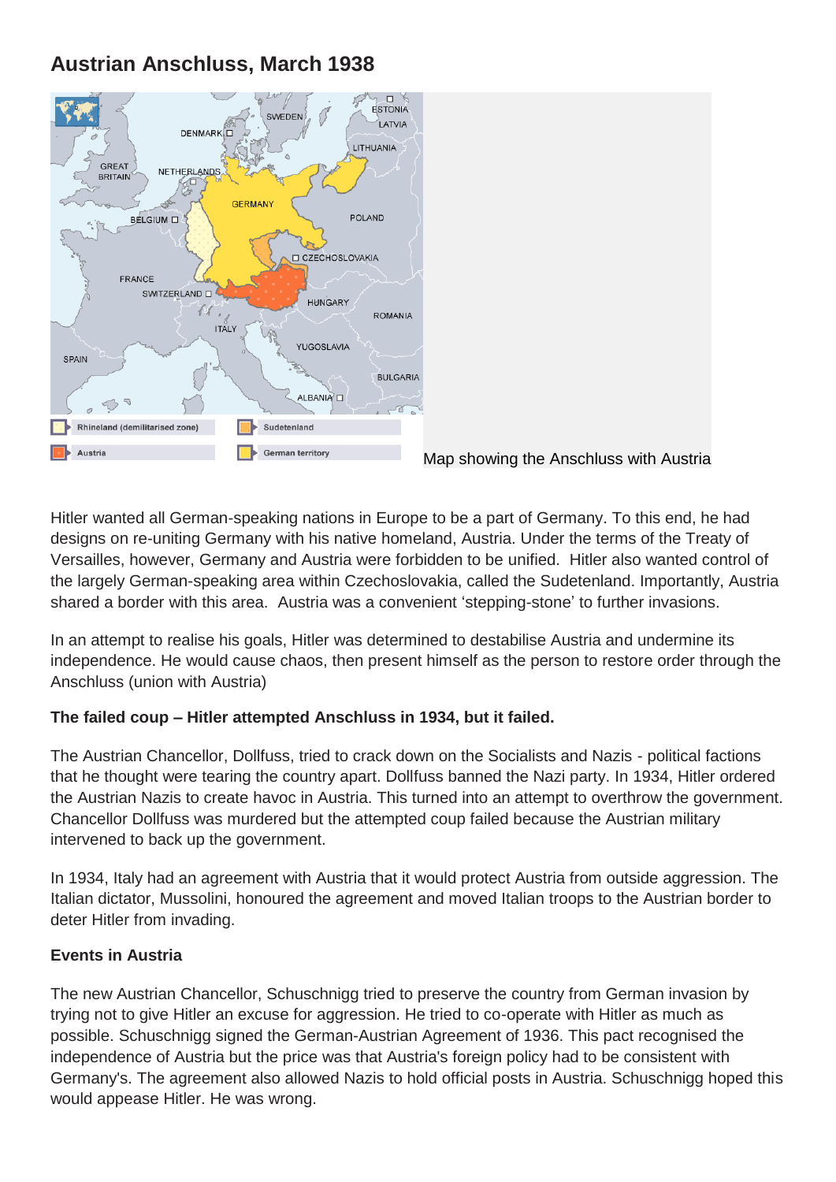## Austrian Anschluss, March 1938

Map showing the Anschluss with Austria

Hitler wanted all German-speaking nations in Europe to be a part of Germany. To this end, he had designs on re-uniting Germany with his native homeland, Austria. Under the terms of the Treaty of Versailles, however, Germany and Austria were forbidden to be unified. Hitler also wanted control of the largely German-speaking area within Czechoslovakia, called the Sudetenland. Importantly, Austria shared a border with this area. Austria was a convenient 'stepping-stone' to further invasions.

In an attempt to realise his goals, Hitler was determined to destabilise Austria and undermine its independence. He would cause chaos, then present himself as the person to restore order through the Anschluss (union with Austria)

**The failed coup – Hitler attempted Anschluss in 1934, but it failed.**

The Austrian Chancellor, Dollfuss, tried to crack down on the Socialists and Nazis - political factions that he thought were tearing the country apart. Dollfuss banned the Nazi party. In 1934, Hitler ordered the Austrian Nazis to create havoc in Austria. This turned into an attempt to overthrow the government. Chancellor Dollfuss was murdered but the attempted coup failed because the Austrian military intervened to back up the government.

In 1934, Italy had an agreement with Austria that it would protect Austria from outside aggression. The Italian dictator, Mussolini, honoured the agreement and moved Italian troops to the Austrian border to deter Hitler from invading.

**Events in Austria**

The new Austrian Chancellor, Schuschnigg tried to preserve the country from German invasion by trying not to give Hitler an excuse for aggression. He tried to co-operate with Hitler as much as possible. Schuschnigg signed the German-Austrian Agreement of 1936. This pact recognised the independence of Austria but the price was that Austria's foreign policy had to be consistent with Germany's. The agreement also allowed Nazis to hold official posts in Austria. Schuschnigg hoped this would appease Hitler. He was wrong.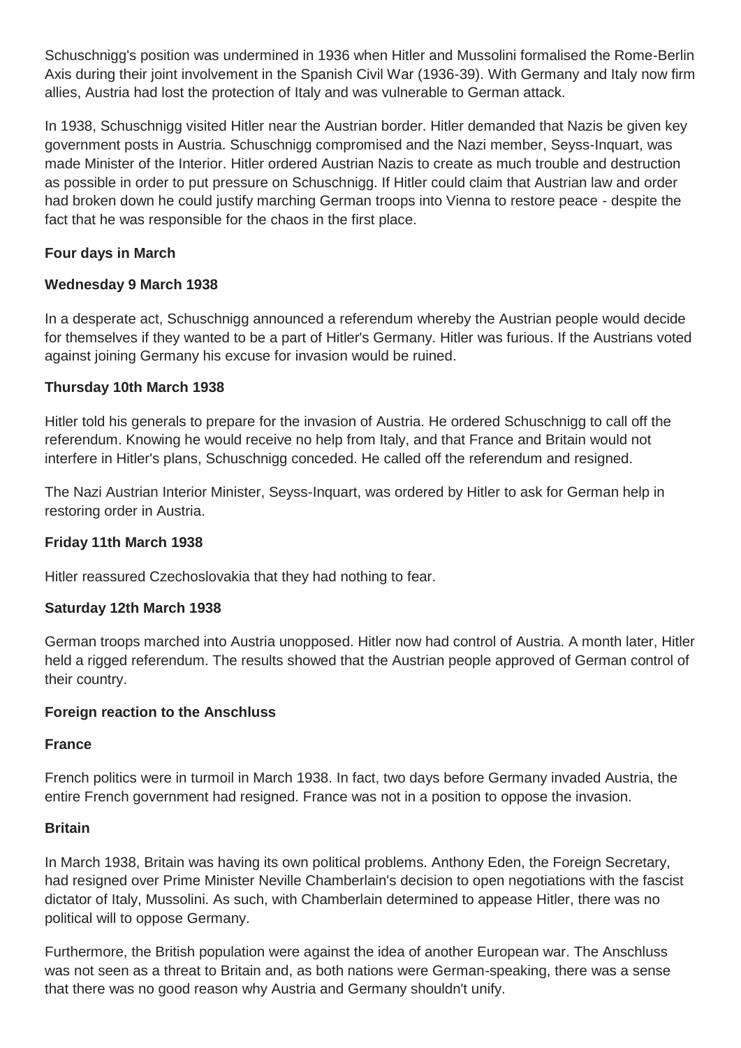Schuschnigg's position was undermined in 1936 when Hitler and Mussolini formalised the Rome-Berlin Axis during their joint involvement in the Spanish Civil War (1936-39). With Germany and Italy now firm allies, Austria had lost the protection of Italy and was vulnerable to German attack.

In 1938, Schuschnigg visited Hitler near the Austrian border. Hitler demanded that Nazis be given key government posts in Austria. Schuschnigg compromised and the Nazi member, Seyss-Inquart, was made Minister of the Interior. Hitler ordered Austrian Nazis to create as much trouble and destruction as possible in order to put pressure on Schuschnigg. If Hitler could claim that Austrian law and order had broken down he could justify marching German troops into Vienna to restore peace - despite the fact that he was responsible for the chaos in the first place.

**Four days in March**

**Wednesday 9 March 1938**

In a desperate act, Schuschnigg announced a referendum whereby the Austrian people would decide for themselves if they wanted to be a part of Hitler's Germany. Hitler was furious. If the Austrians voted against joining Germany his excuse for invasion would be ruined.

**Thursday 10th March 1938**

Hitler told his generals to prepare for the invasion of Austria. He ordered Schuschnigg to call off the referendum. Knowing he would receive no help from Italy, and that France and Britain would not interfere in Hitler's plans, Schuschnigg conceded. He called off the referendum and resigned.

The Nazi Austrian Interior Minister, Seyss-Inquart, was ordered by Hitler to ask for German help in restoring order in Austria.

**Friday 11th March 1938**

Hitler reassured Czechoslovakia that they had nothing to fear.

**Saturday 12th March 1938**

German troops marched into Austria unopposed. Hitler now had control of Austria. A month later, Hitler held a rigged referendum. The results showed that the Austrian people approved of German control of their country.

**Foreign reaction to the Anschluss**

**France**

French politics were in turmoil in March 1938. In fact, two days before Germany invaded Austria, the entire French government had resigned. France was not in a position to oppose the invasion.

**Britain**

In March 1938, Britain was having its own political problems. Anthony Eden, the Foreign Secretary, had resigned over Prime Minister Neville Chamberlain's decision to open negotiations with the fascist dictator of Italy, Mussolini. As such, with Chamberlain determined to appease Hitler, there was no political will to oppose Germany.

Furthermore, the British population were against the idea of another European war. The Anschluss was not seen as a threat to Britain and, as both nations were German-speaking, there was a sense that there was no good reason why Austria and Germany shouldn't unify.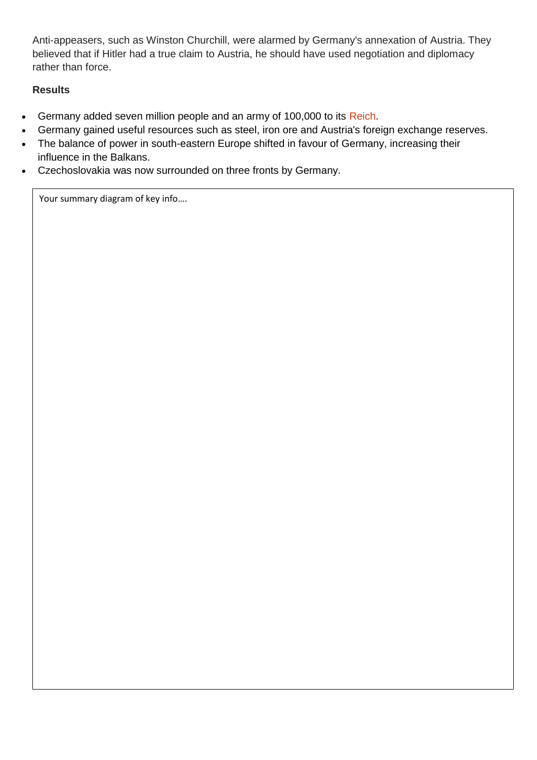Anti-appeasers, such as Winston Churchill, were alarmed by Germany's annexation of Austria. They believed that if Hitler had a true claim to Austria, he should have used negotiation and diplomacy rather than force.

### Results

- Germany added seven million people and an army of 100,000 to its Reich.
- Germany gained useful resources such as steel, iron ore and Austria's foreign exchange reserves.
- The balance of power in south-eastern Europe shifted in favour of Germany, increasing their influence in the Balkans.
- Czechoslovakia was now surrounded on three fronts by Germany.

Your summary diagram of key info….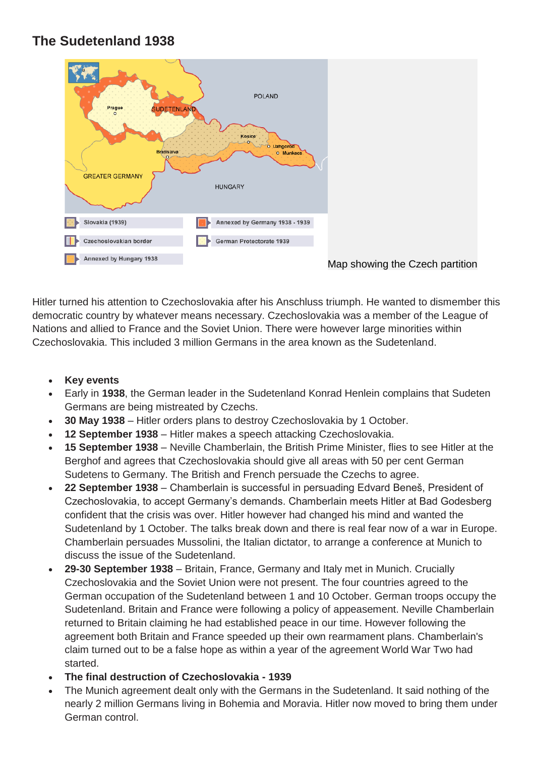## The Sudetenland 1938

Map showing the Czech partition

Hitler turned his attention to Czechoslovakia after his Anschluss triumph. He wanted to dismember this democratic country by whatever means necessary. Czechoslovakia was a member of the League of Nations and allied to France and the Soviet Union. There were however large minorities within Czechoslovakia. This included 3 million Germans in the area known as the Sudetenland.

- **Key events**
- Early in **1938**, the German leader in the Sudetenland Konrad Henlein complains that Sudeten Germans are being mistreated by Czechs.
- **30 May 1938** – Hitler orders plans to destroy Czechoslovakia by 1 October.
- **12 September 1938** – Hitler makes a speech attacking Czechoslovakia.
- **15 September 1938** – Neville Chamberlain, the British Prime Minister, flies to see Hitler at the Berghof and agrees that Czechoslovakia should give all areas with 50 per cent German Sudetens to Germany. The British and French persuade the Czechs to agree.
- **22 September 1938** – Chamberlain is successful in persuading Edvard Beneš, President of Czechoslovakia, to accept Germany's demands. Chamberlain meets Hitler at Bad Godesberg confident that the crisis was over. Hitler however had changed his mind and wanted the Sudetenland by 1 October. The talks break down and there is real fear now of a war in Europe. Chamberlain persuades Mussolini, the Italian dictator, to arrange a conference at Munich to discuss the issue of the Sudetenland.
- **29-30 September 1938** – Britain, France, Germany and Italy met in Munich. Crucially Czechoslovakia and the Soviet Union were not present. The four countries agreed to the German occupation of the Sudetenland between 1 and 10 October. German troops occupy the Sudetenland. Britain and France were following a policy of appeasement. Neville Chamberlain returned to Britain claiming he had established peace in our time. However following the agreement both Britain and France speeded up their own rearmament plans. Chamberlain's claim turned out to be a false hope as within a year of the agreement World War Two had started.
- **The final destruction of Czechoslovakia - 1939**
- The Munich agreement dealt only with the Germans in the Sudetenland. It said nothing of the nearly 2 million Germans living in Bohemia and Moravia. Hitler now moved to bring them under German control.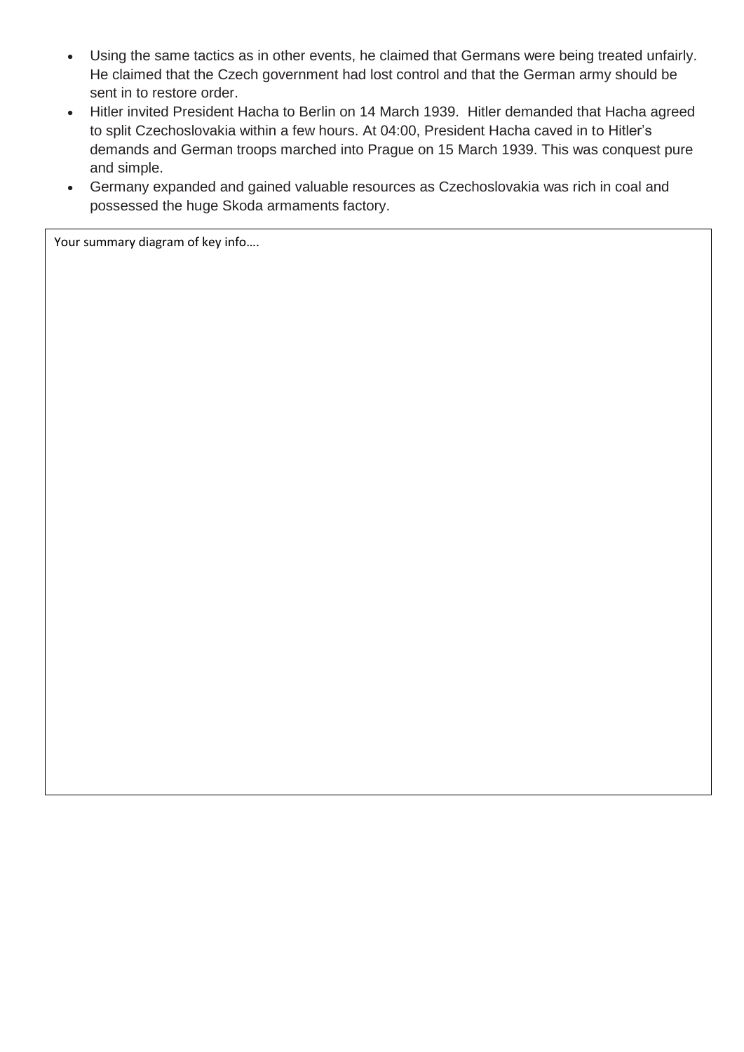- Using the same tactics as in other events, he claimed that Germans were being treated unfairly. He claimed that the Czech government had lost control and that the German army should be sent in to restore order.
- Hitler invited President Hacha to Berlin on 14 March 1939. Hitler demanded that Hacha agreed to split Czechoslovakia within a few hours. At 04:00, President Hacha caved in to Hitler's demands and German troops marched into Prague on 15 March 1939. This was conquest pure and simple.
- Germany expanded and gained valuable resources as Czechoslovakia was rich in coal and possessed the huge Skoda armaments factory.

Your summary diagram of key info….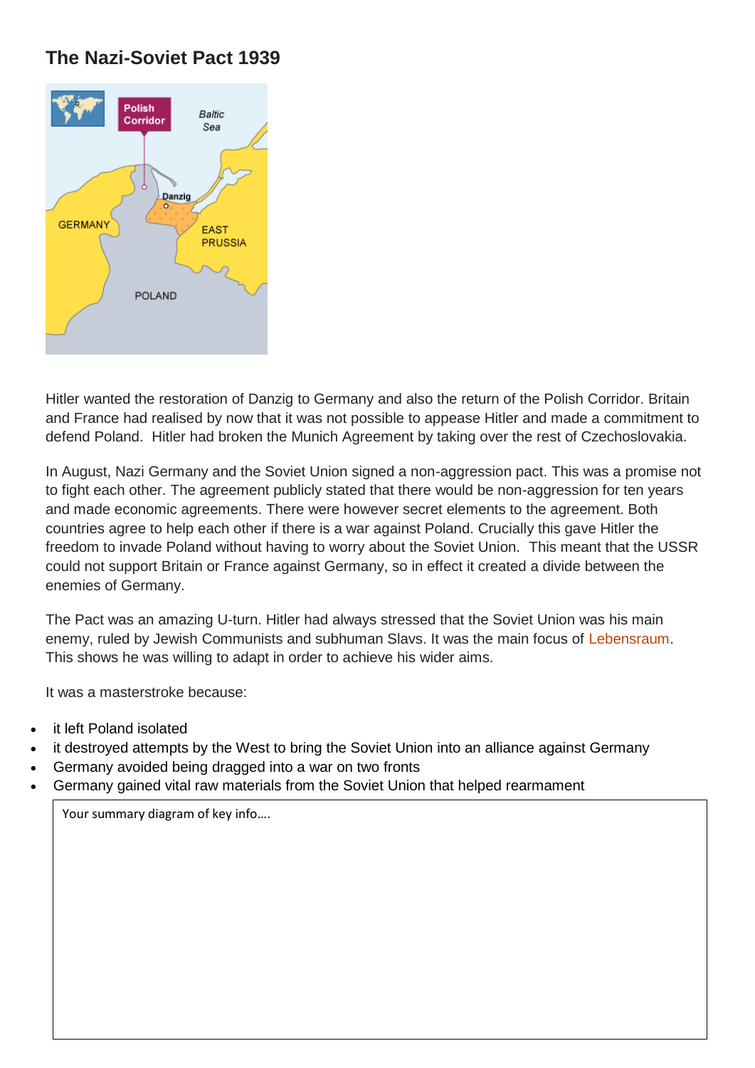## The Nazi-Soviet Pact 1939

Polish Corridor

Baltic Sea

Danzig

GERMANY

EAST PRUSSIA

POLAND

Hitler wanted the restoration of Danzig to Germany and also the return of the Polish Corridor. Britain and France had realised by now that it was not possible to appease Hitler and made a commitment to defend Poland. Hitler had broken the Munich Agreement by taking over the rest of Czechoslovakia.

In August, Nazi Germany and the Soviet Union signed a non-aggression pact. This was a promise not to fight each other. The agreement publicly stated that there would be non-aggression for ten years and made economic agreements. There were however secret elements to the agreement. Both countries agree to help each other if there is a war against Poland. Crucially this gave Hitler the freedom to invade Poland without having to worry about the Soviet Union. This meant that the USSR could not support Britain or France against Germany, so in effect it created a divide between the enemies of Germany.

The Pact was an amazing U-turn. Hitler had always stressed that the Soviet Union was his main enemy, ruled by Jewish Communists and subhuman Slavs. It was the main focus of Lebensraum. This shows he was willing to adapt in order to achieve his wider aims.

It was a masterstroke because:

- it left Poland isolated
- it destroyed attempts by the West to bring the Soviet Union into an alliance against Germany
- Germany avoided being dragged into a war on two fronts
- Germany gained vital raw materials from the Soviet Union that helped rearmament

Your summary diagram of key info….